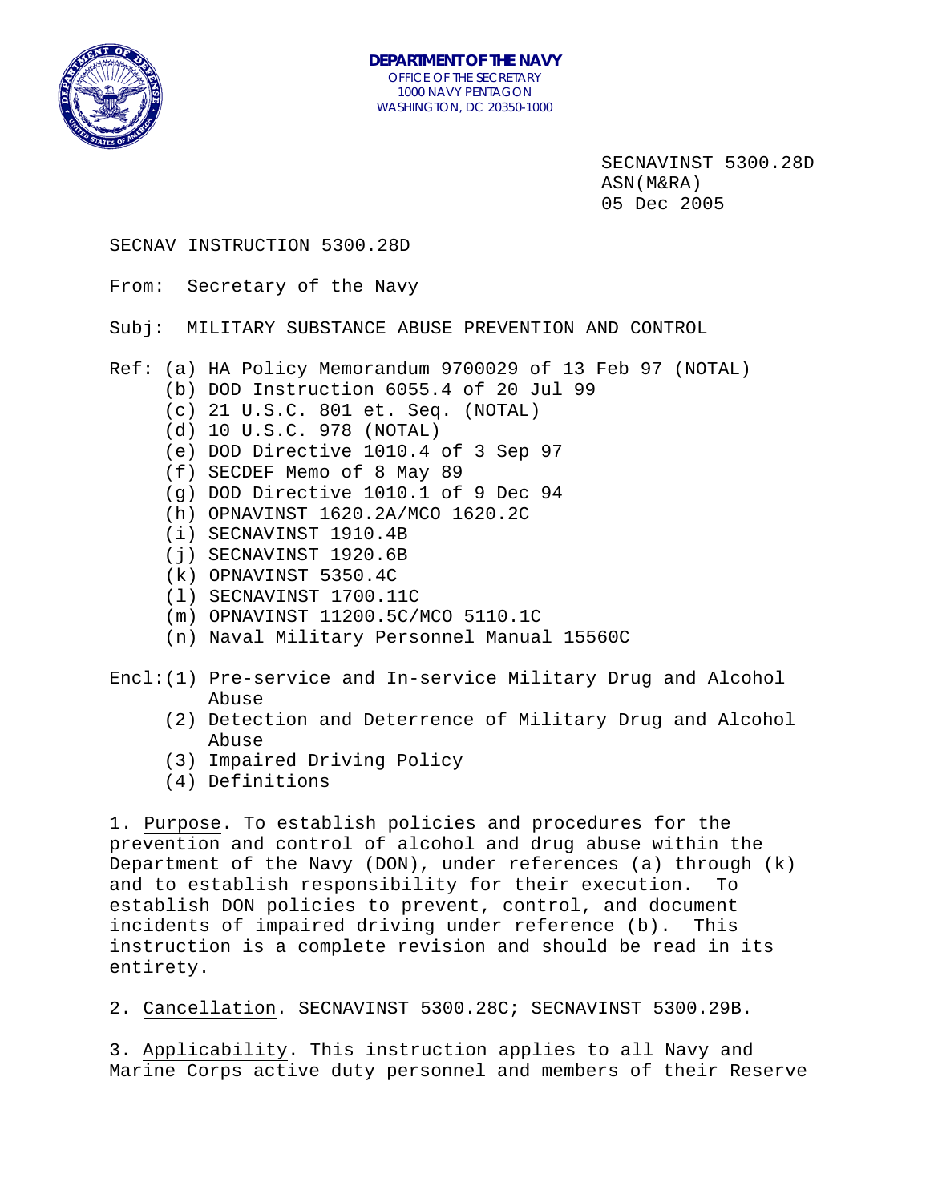**DEPARTMENT OF THE NAVY**
OFFICE OF THE SECRETARY
1000 NAVY PENTAGON
WASHINGTON, DC 20350-1000

SECNAVINST 5300.28D
ASN(M&RA)
05 Dec 2005

SECNAV INSTRUCTION 5300.28D

From: Secretary of the Navy

Subj: MILITARY SUBSTANCE ABUSE PREVENTION AND CONTROL

Ref: (a) HA Policy Memorandum 9700029 of 13 Feb 97 (NOTAL)
(b) DOD Instruction 6055.4 of 20 Jul 99
(c) 21 U.S.C. 801 et. Seq. (NOTAL)
(d) 10 U.S.C. 978 (NOTAL)
(e) DOD Directive 1010.4 of 3 Sep 97
(f) SECDEF Memo of 8 May 89
(g) DOD Directive 1010.1 of 9 Dec 94
(h) OPNAVINST 1620.2A/MCO 1620.2C
(i) SECNAVINST 1910.4B
(j) SECNAVINST 1920.6B
(k) OPNAVINST 5350.4C
(l) SECNAVINST 1700.11C
(m) OPNAVINST 11200.5C/MCO 5110.1C
(n) Naval Military Personnel Manual 15560C

Encl: (1) Pre-service and In-service Military Drug and Alcohol Abuse
(2) Detection and Deterrence of Military Drug and Alcohol Abuse
(3) Impaired Driving Policy
(4) Definitions

1. Purpose. To establish policies and procedures for the prevention and control of alcohol and drug abuse within the Department of the Navy (DON), under references (a) through (k) and to establish responsibility for their execution. To establish DON policies to prevent, control, and document incidents of impaired driving under reference (b). This instruction is a complete revision and should be read in its entirety.

2. Cancellation. SECNAVINST 5300.28C; SECNAVINST 5300.29B.

3. Applicability. This instruction applies to all Navy and Marine Corps active duty personnel and members of their Reserve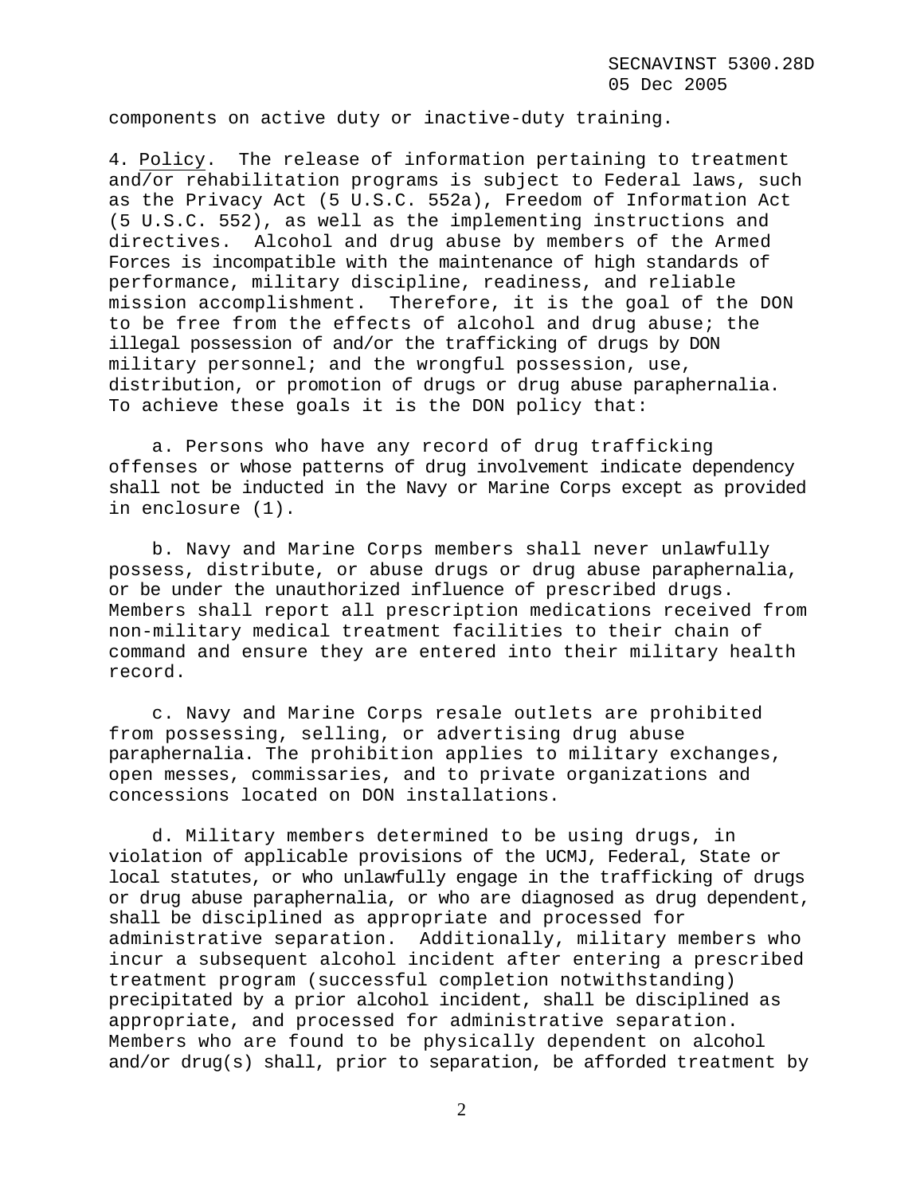components on active duty or inactive-duty training.

4. <u>Policy</u>. The release of information pertaining to treatment and/or rehabilitation programs is subject to Federal laws, such as the Privacy Act (5 U.S.C. 552a), Freedom of Information Act (5 U.S.C. 552), as well as the implementing instructions and directives. Alcohol and drug abuse by members of the Armed Forces is incompatible with the maintenance of high standards of performance, military discipline, readiness, and reliable mission accomplishment. Therefore, it is the goal of the DON to be free from the effects of alcohol and drug abuse; the illegal possession of and/or the trafficking of drugs by DON military personnel; and the wrongful possession, use, distribution, or promotion of drugs or drug abuse paraphernalia. To achieve these goals it is the DON policy that:

a. Persons who have any record of drug trafficking offenses or whose patterns of drug involvement indicate dependency shall not be inducted in the Navy or Marine Corps except as provided in enclosure (1).

b. Navy and Marine Corps members shall never unlawfully possess, distribute, or abuse drugs or drug abuse paraphernalia, or be under the unauthorized influence of prescribed drugs. Members shall report all prescription medications received from non-military medical treatment facilities to their chain of command and ensure they are entered into their military health record.

c. Navy and Marine Corps resale outlets are prohibited from possessing, selling, or advertising drug abuse paraphernalia. The prohibition applies to military exchanges, open messes, commissaries, and to private organizations and concessions located on DON installations.

d. Military members determined to be using drugs, in violation of applicable provisions of the UCMJ, Federal, State or local statutes, or who unlawfully engage in the trafficking of drugs or drug abuse paraphernalia, or who are diagnosed as drug dependent, shall be disciplined as appropriate and processed for administrative separation. Additionally, military members who incur a subsequent alcohol incident after entering a prescribed treatment program (successful completion notwithstanding) precipitated by a prior alcohol incident, shall be disciplined as appropriate, and processed for administrative separation. Members who are found to be physically dependent on alcohol and/or drug(s) shall, prior to separation, be afforded treatment by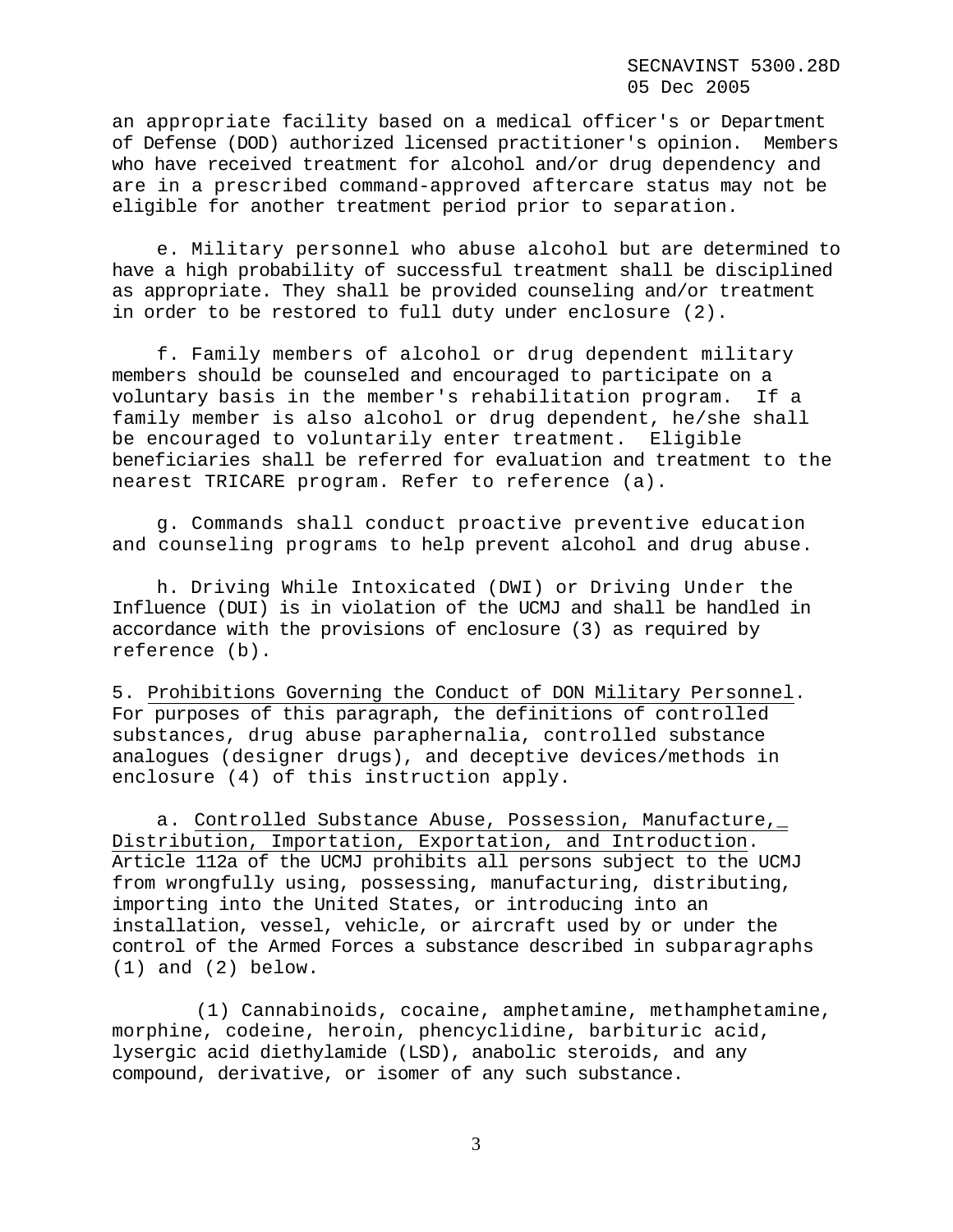an appropriate facility based on a medical officer's or Department of Defense (DOD) authorized licensed practitioner's opinion. Members who have received treatment for alcohol and/or drug dependency and are in a prescribed command-approved aftercare status may not be eligible for another treatment period prior to separation.

e. Military personnel who abuse alcohol but are determined to have a high probability of successful treatment shall be disciplined as appropriate. They shall be provided counseling and/or treatment in order to be restored to full duty under enclosure (2).

f. Family members of alcohol or drug dependent military members should be counseled and encouraged to participate on a voluntary basis in the member's rehabilitation program. If a family member is also alcohol or drug dependent, he/she shall be encouraged to voluntarily enter treatment. Eligible beneficiaries shall be referred for evaluation and treatment to the nearest TRICARE program. Refer to reference (a).

g. Commands shall conduct proactive preventive education and counseling programs to help prevent alcohol and drug abuse.

h. Driving While Intoxicated (DWI) or Driving Under the Influence (DUI) is in violation of the UCMJ and shall be handled in accordance with the provisions of enclosure (3) as required by reference (b).

5. <u>Prohibitions Governing the Conduct of DON Military Personnel</u>. For purposes of this paragraph, the definitions of controlled substances, drug abuse paraphernalia, controlled substance analogues (designer drugs), and deceptive devices/methods in enclosure (4) of this instruction apply.

a. <u>Controlled Substance Abuse, Possession, Manufacture, Distribution, Importation, Exportation, and Introduction</u>. Article 112a of the UCMJ prohibits all persons subject to the UCMJ from wrongfully using, possessing, manufacturing, distributing, importing into the United States, or introducing into an installation, vessel, vehicle, or aircraft used by or under the control of the Armed Forces a substance described in subparagraphs (1) and (2) below.

(1) Cannabinoids, cocaine, amphetamine, methamphetamine, morphine, codeine, heroin, phencyclidine, barbituric acid, lysergic acid diethylamide (LSD), anabolic steroids, and any compound, derivative, or isomer of any such substance.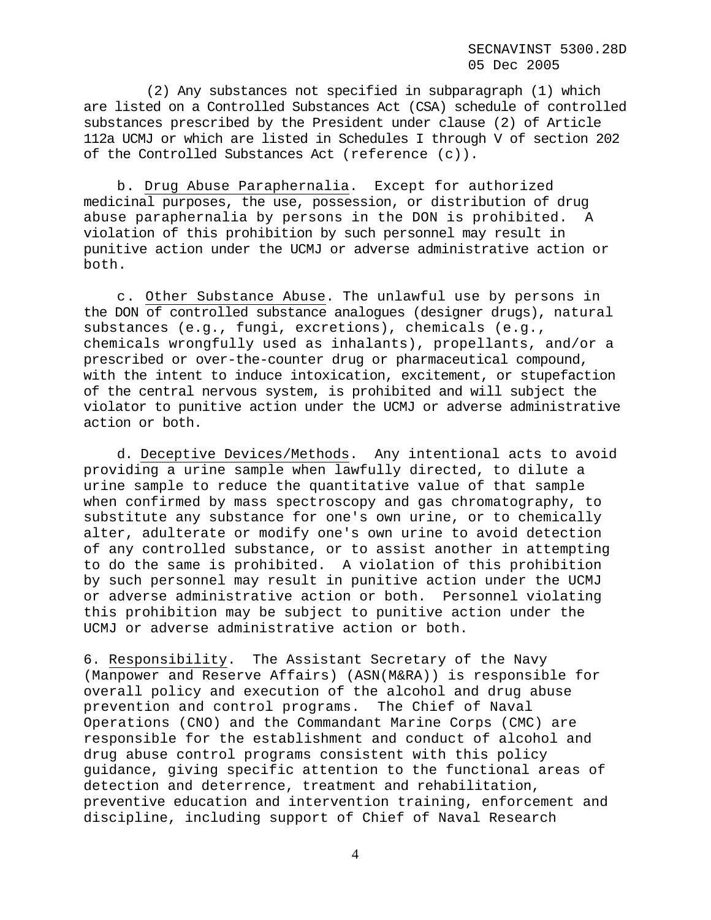(2) Any substances not specified in subparagraph (1) which are listed on a Controlled Substances Act (CSA) schedule of controlled substances prescribed by the President under clause (2) of Article 112a UCMJ or which are listed in Schedules I through V of section 202 of the Controlled Substances Act (reference (c)).

b. Drug Abuse Paraphernalia. Except for authorized medicinal purposes, the use, possession, or distribution of drug abuse paraphernalia by persons in the DON is prohibited. A violation of this prohibition by such personnel may result in punitive action under the UCMJ or adverse administrative action or both.

c. Other Substance Abuse. The unlawful use by persons in the DON of controlled substance analogues (designer drugs), natural substances (e.g., fungi, excretions), chemicals (e.g., chemicals wrongfully used as inhalants), propellants, and/or a prescribed or over-the-counter drug or pharmaceutical compound, with the intent to induce intoxication, excitement, or stupefaction of the central nervous system, is prohibited and will subject the violator to punitive action under the UCMJ or adverse administrative action or both.

d. Deceptive Devices/Methods. Any intentional acts to avoid providing a urine sample when lawfully directed, to dilute a urine sample to reduce the quantitative value of that sample when confirmed by mass spectroscopy and gas chromatography, to substitute any substance for one's own urine, or to chemically alter, adulterate or modify one's own urine to avoid detection of any controlled substance, or to assist another in attempting to do the same is prohibited. A violation of this prohibition by such personnel may result in punitive action under the UCMJ or adverse administrative action or both. Personnel violating this prohibition may be subject to punitive action under the UCMJ or adverse administrative action or both.

6. Responsibility. The Assistant Secretary of the Navy (Manpower and Reserve Affairs) (ASN(M&RA)) is responsible for overall policy and execution of the alcohol and drug abuse prevention and control programs. The Chief of Naval Operations (CNO) and the Commandant Marine Corps (CMC) are responsible for the establishment and conduct of alcohol and drug abuse control programs consistent with this policy guidance, giving specific attention to the functional areas of detection and deterrence, treatment and rehabilitation, preventive education and intervention training, enforcement and discipline, including support of Chief of Naval Research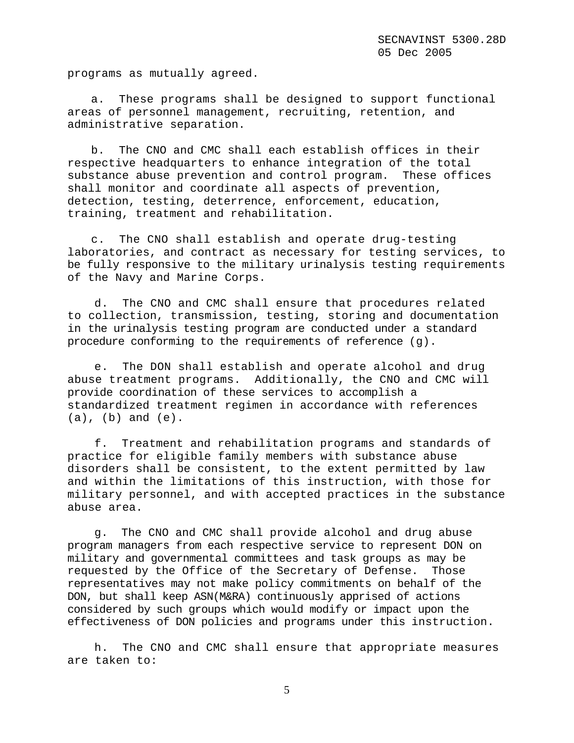programs as mutually agreed.

a. These programs shall be designed to support functional areas of personnel management, recruiting, retention, and administrative separation.

b. The CNO and CMC shall each establish offices in their respective headquarters to enhance integration of the total substance abuse prevention and control program. These offices shall monitor and coordinate all aspects of prevention, detection, testing, deterrence, enforcement, education, training, treatment and rehabilitation.

c. The CNO shall establish and operate drug-testing laboratories, and contract as necessary for testing services, to be fully responsive to the military urinalysis testing requirements of the Navy and Marine Corps.

d. The CNO and CMC shall ensure that procedures related to collection, transmission, testing, storing and documentation in the urinalysis testing program are conducted under a standard procedure conforming to the requirements of reference (g).

e. The DON shall establish and operate alcohol and drug abuse treatment programs. Additionally, the CNO and CMC will provide coordination of these services to accomplish a standardized treatment regimen in accordance with references (a), (b) and (e).

f. Treatment and rehabilitation programs and standards of practice for eligible family members with substance abuse disorders shall be consistent, to the extent permitted by law and within the limitations of this instruction, with those for military personnel, and with accepted practices in the substance abuse area.

g. The CNO and CMC shall provide alcohol and drug abuse program managers from each respective service to represent DON on military and governmental committees and task groups as may be requested by the Office of the Secretary of Defense. Those representatives may not make policy commitments on behalf of the DON, but shall keep ASN(M&RA) continuously apprised of actions considered by such groups which would modify or impact upon the effectiveness of DON policies and programs under this instruction.

h. The CNO and CMC shall ensure that appropriate measures are taken to: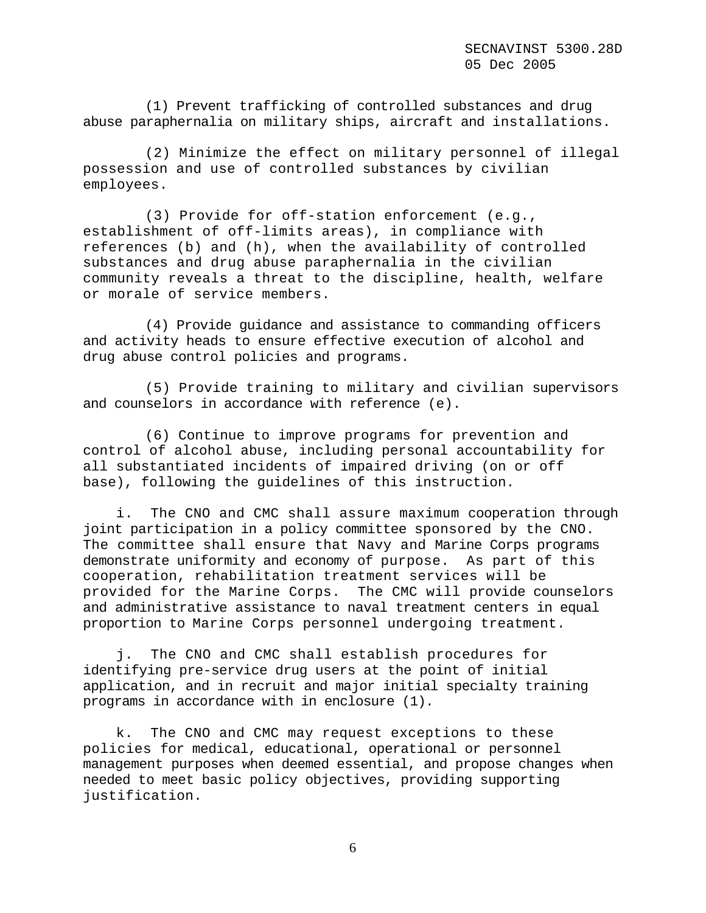(1) Prevent trafficking of controlled substances and drug abuse paraphernalia on military ships, aircraft and installations.

(2) Minimize the effect on military personnel of illegal possession and use of controlled substances by civilian employees.

(3) Provide for off-station enforcement (e.g., establishment of off-limits areas), in compliance with references (b) and (h), when the availability of controlled substances and drug abuse paraphernalia in the civilian community reveals a threat to the discipline, health, welfare or morale of service members.

(4) Provide guidance and assistance to commanding officers and activity heads to ensure effective execution of alcohol and drug abuse control policies and programs.

(5) Provide training to military and civilian supervisors and counselors in accordance with reference (e).

(6) Continue to improve programs for prevention and control of alcohol abuse, including personal accountability for all substantiated incidents of impaired driving (on or off base), following the guidelines of this instruction.

i. The CNO and CMC shall assure maximum cooperation through joint participation in a policy committee sponsored by the CNO. The committee shall ensure that Navy and Marine Corps programs demonstrate uniformity and economy of purpose. As part of this cooperation, rehabilitation treatment services will be provided for the Marine Corps. The CMC will provide counselors and administrative assistance to naval treatment centers in equal proportion to Marine Corps personnel undergoing treatment.

j. The CNO and CMC shall establish procedures for identifying pre-service drug users at the point of initial application, and in recruit and major initial specialty training programs in accordance with in enclosure (1).

k. The CNO and CMC may request exceptions to these policies for medical, educational, operational or personnel management purposes when deemed essential, and propose changes when needed to meet basic policy objectives, providing supporting justification.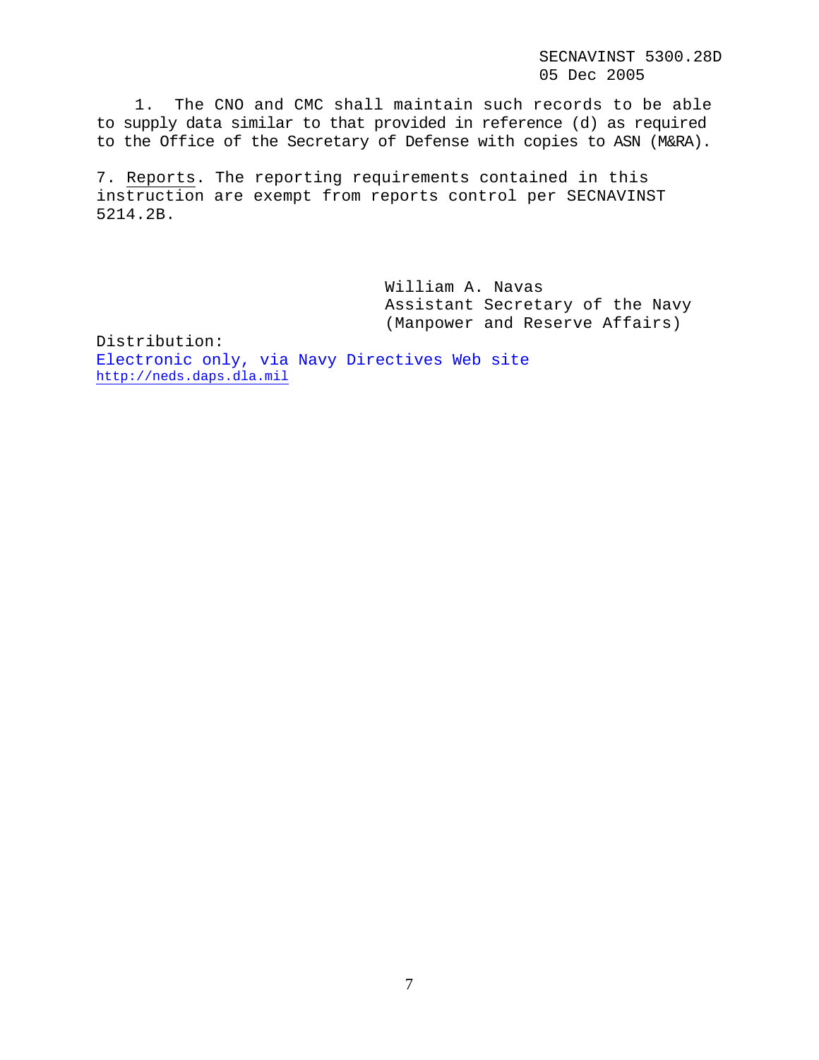1. The CNO and CMC shall maintain such records to be able to supply data similar to that provided in reference (d) as required to the Office of the Secretary of Defense with copies to ASN (M&RA).

7. Reports. The reporting requirements contained in this instruction are exempt from reports control per SECNAVINST 5214.2B.

William A. Navas
Assistant Secretary of the Navy
(Manpower and Reserve Affairs)

Distribution:
Electronic only, via Navy Directives Web site
http://neds.daps.dla.mil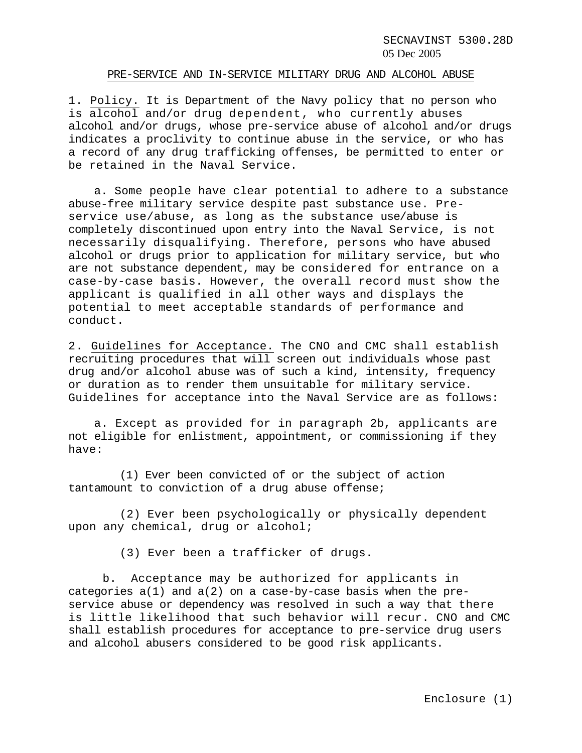## PRE-SERVICE AND IN-SERVICE MILITARY DRUG AND ALCOHOL ABUSE

1. Policy. It is Department of the Navy policy that no person who is alcohol and/or drug dependent, who currently abuses alcohol and/or drugs, whose pre-service abuse of alcohol and/or drugs indicates a proclivity to continue abuse in the service, or who has a record of any drug trafficking offenses, be permitted to enter or be retained in the Naval Service.

   a. Some people have clear potential to adhere to a substance abuse-free military service despite past substance use. Pre-service use/abuse, as long as the substance use/abuse is completely discontinued upon entry into the Naval Service, is not necessarily disqualifying. Therefore, persons who have abused alcohol or drugs prior to application for military service, but who are not substance dependent, may be considered for entrance on a case-by-case basis. However, the overall record must show the applicant is qualified in all other ways and displays the potential to meet acceptable standards of performance and conduct.

2. Guidelines for Acceptance. The CNO and CMC shall establish recruiting procedures that will screen out individuals whose past drug and/or alcohol abuse was of such a kind, intensity, frequency or duration as to render them unsuitable for military service. Guidelines for acceptance into the Naval Service are as follows:

   a. Except as provided for in paragraph 2b, applicants are not eligible for enlistment, appointment, or commissioning if they have:

      (1) Ever been convicted of or the subject of action tantamount to conviction of a drug abuse offense;

      (2) Ever been psychologically or physically dependent upon any chemical, drug or alcohol;

      (3) Ever been a trafficker of drugs.

   b. Acceptance may be authorized for applicants in categories a(1) and a(2) on a case-by-case basis when the pre-service abuse or dependency was resolved in such a way that there is little likelihood that such behavior will recur. CNO and CMC shall establish procedures for acceptance to pre-service drug users and alcohol abusers considered to be good risk applicants.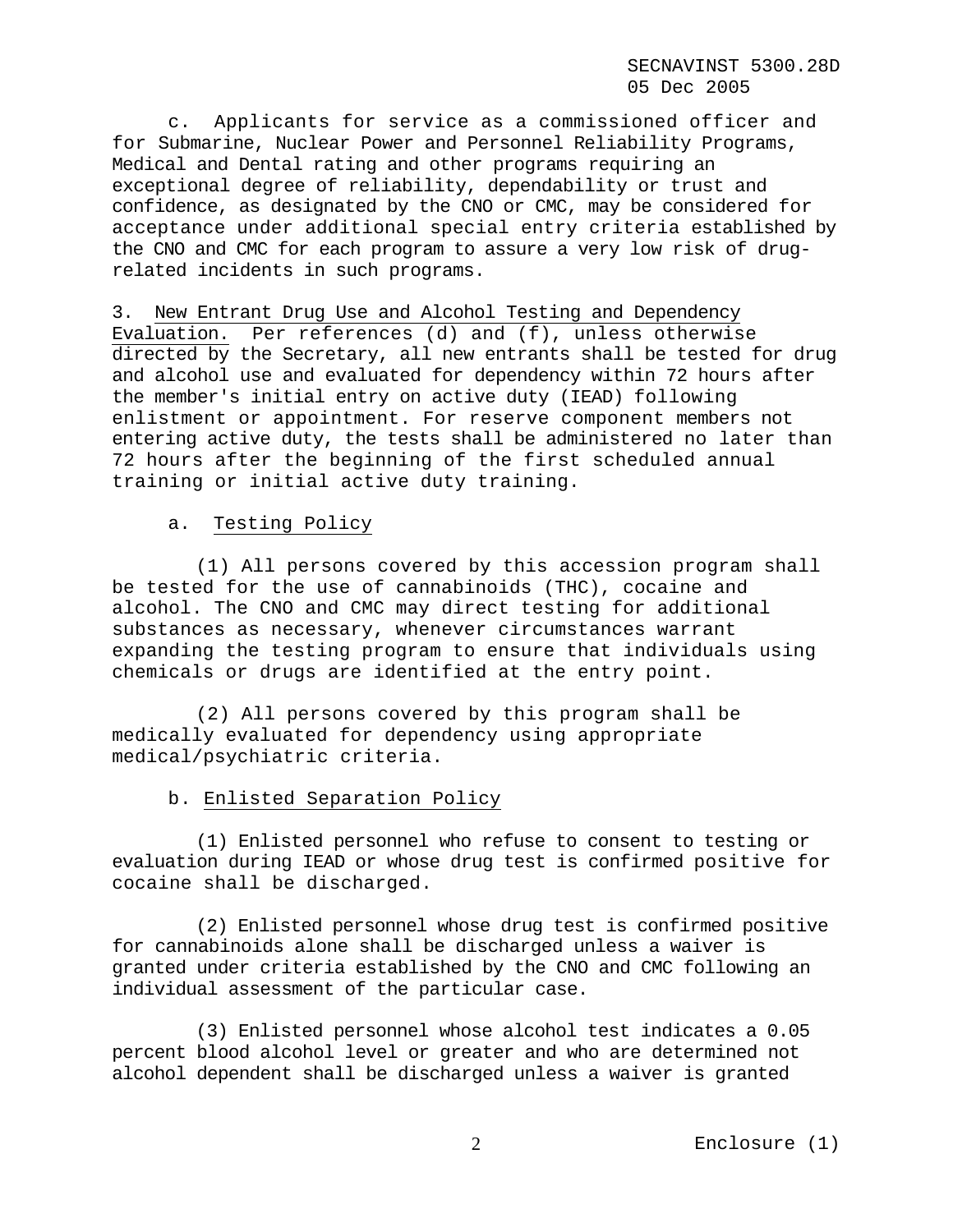c. Applicants for service as a commissioned officer and for Submarine, Nuclear Power and Personnel Reliability Programs, Medical and Dental rating and other programs requiring an exceptional degree of reliability, dependability or trust and confidence, as designated by the CNO or CMC, may be considered for acceptance under additional special entry criteria established by the CNO and CMC for each program to assure a very low risk of drug-related incidents in such programs.

3. New Entrant Drug Use and Alcohol Testing and Dependency Evaluation. Per references (d) and (f), unless otherwise directed by the Secretary, all new entrants shall be tested for drug and alcohol use and evaluated for dependency within 72 hours after the member's initial entry on active duty (IEAD) following enlistment or appointment. For reserve component members not entering active duty, the tests shall be administered no later than 72 hours after the beginning of the first scheduled annual training or initial active duty training.

a. Testing Policy

(1) All persons covered by this accession program shall be tested for the use of cannabinoids (THC), cocaine and alcohol. The CNO and CMC may direct testing for additional substances as necessary, whenever circumstances warrant expanding the testing program to ensure that individuals using chemicals or drugs are identified at the entry point.

(2) All persons covered by this program shall be medically evaluated for dependency using appropriate medical/psychiatric criteria.

b. Enlisted Separation Policy

(1) Enlisted personnel who refuse to consent to testing or evaluation during IEAD or whose drug test is confirmed positive for cocaine shall be discharged.

(2) Enlisted personnel whose drug test is confirmed positive for cannabinoids alone shall be discharged unless a waiver is granted under criteria established by the CNO and CMC following an individual assessment of the particular case.

(3) Enlisted personnel whose alcohol test indicates a 0.05 percent blood alcohol level or greater and who are determined not alcohol dependent shall be discharged unless a waiver is granted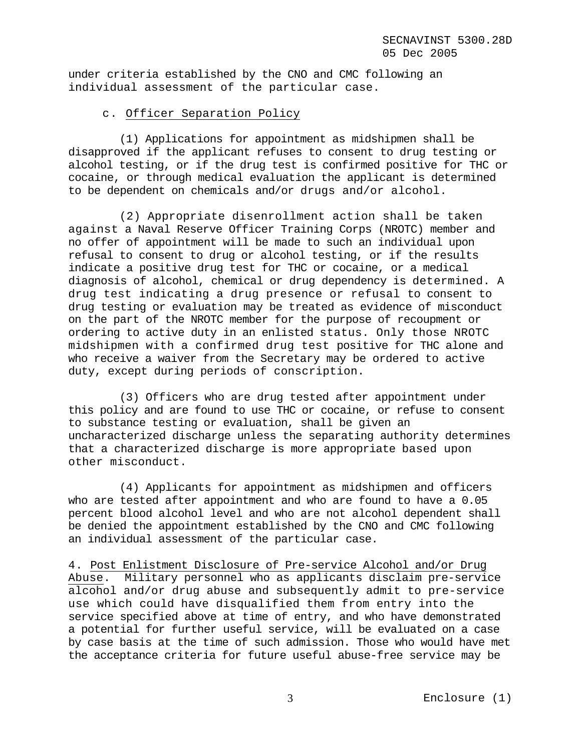under criteria established by the CNO and CMC following an individual assessment of the particular case.

c. Officer Separation Policy

(1) Applications for appointment as midshipmen shall be disapproved if the applicant refuses to consent to drug testing or alcohol testing, or if the drug test is confirmed positive for THC or cocaine, or through medical evaluation the applicant is determined to be dependent on chemicals and/or drugs and/or alcohol.

(2) Appropriate disenrollment action shall be taken against a Naval Reserve Officer Training Corps (NROTC) member and no offer of appointment will be made to such an individual upon refusal to consent to drug or alcohol testing, or if the results indicate a positive drug test for THC or cocaine, or a medical diagnosis of alcohol, chemical or drug dependency is determined. A drug test indicating a drug presence or refusal to consent to drug testing or evaluation may be treated as evidence of misconduct on the part of the NROTC member for the purpose of recoupment or ordering to active duty in an enlisted status. Only those NROTC midshipmen with a confirmed drug test positive for THC alone and who receive a waiver from the Secretary may be ordered to active duty, except during periods of conscription.

(3) Officers who are drug tested after appointment under this policy and are found to use THC or cocaine, or refuse to consent to substance testing or evaluation, shall be given an uncharacterized discharge unless the separating authority determines that a characterized discharge is more appropriate based upon other misconduct.

(4) Applicants for appointment as midshipmen and officers who are tested after appointment and who are found to have a 0.05 percent blood alcohol level and who are not alcohol dependent shall be denied the appointment established by the CNO and CMC following an individual assessment of the particular case.

4. Post Enlistment Disclosure of Pre-service Alcohol and/or Drug Abuse. Military personnel who as applicants disclaim pre-service alcohol and/or drug abuse and subsequently admit to pre-service use which could have disqualified them from entry into the service specified above at time of entry, and who have demonstrated a potential for further useful service, will be evaluated on a case by case basis at the time of such admission. Those who would have met the acceptance criteria for future useful abuse-free service may be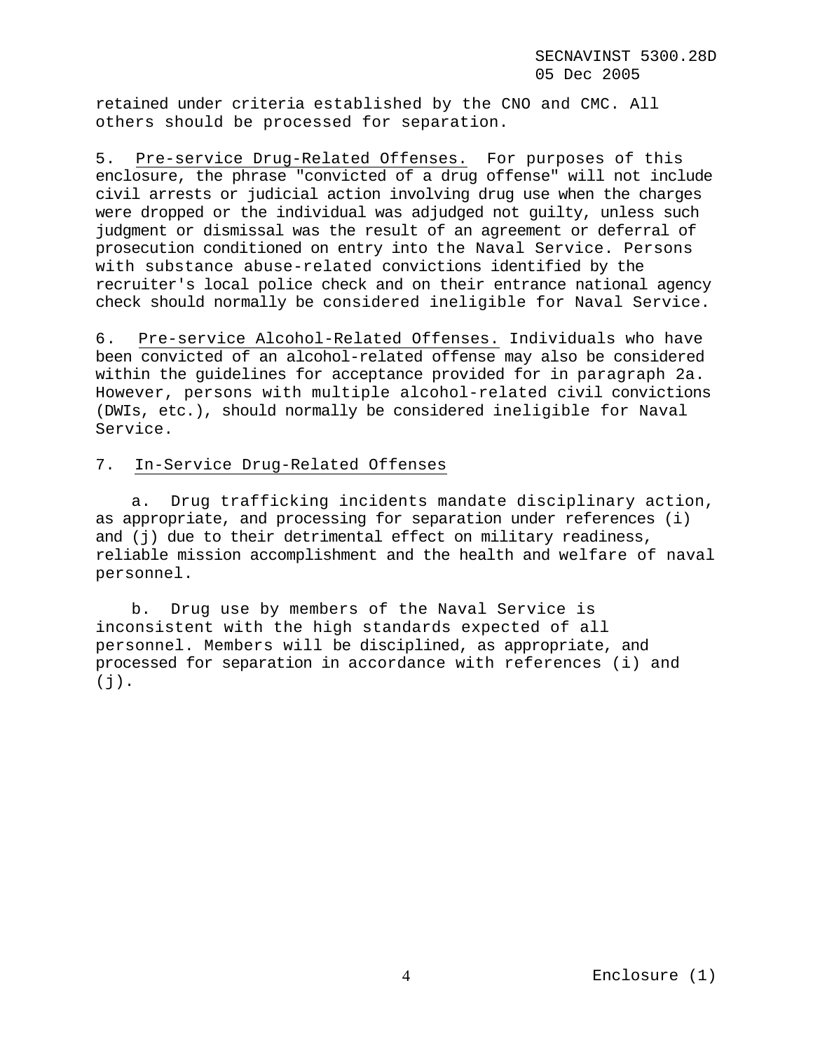retained under criteria established by the CNO and CMC. All others should be processed for separation.

5. Pre-service Drug-Related Offenses. For purposes of this enclosure, the phrase "convicted of a drug offense" will not include civil arrests or judicial action involving drug use when the charges were dropped or the individual was adjudged not guilty, unless such judgment or dismissal was the result of an agreement or deferral of prosecution conditioned on entry into the Naval Service. Persons with substance abuse-related convictions identified by the recruiter's local police check and on their entrance national agency check should normally be considered ineligible for Naval Service.

6. Pre-service Alcohol-Related Offenses. Individuals who have been convicted of an alcohol-related offense may also be considered within the guidelines for acceptance provided for in paragraph 2a. However, persons with multiple alcohol-related civil convictions (DWIs, etc.), should normally be considered ineligible for Naval Service.

7. In-Service Drug-Related Offenses

a. Drug trafficking incidents mandate disciplinary action, as appropriate, and processing for separation under references (i) and (j) due to their detrimental effect on military readiness, reliable mission accomplishment and the health and welfare of naval personnel.

b. Drug use by members of the Naval Service is inconsistent with the high standards expected of all personnel. Members will be disciplined, as appropriate, and processed for separation in accordance with references (i) and (j).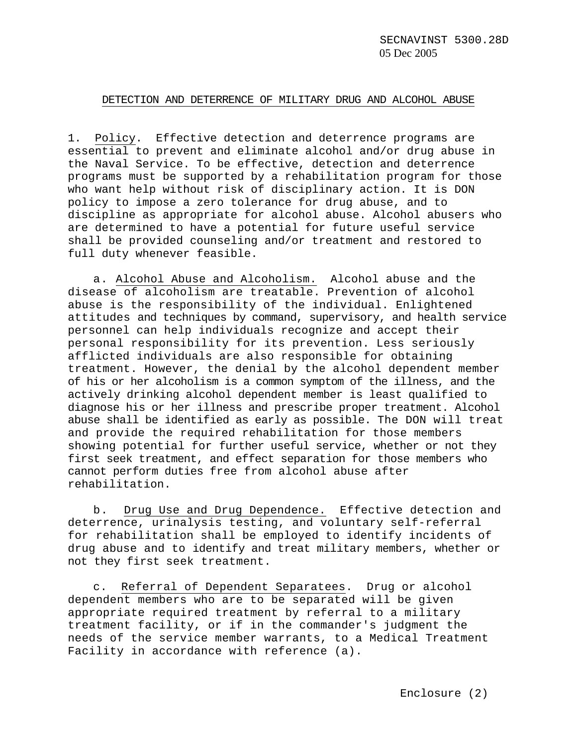## DETECTION AND DETERRENCE OF MILITARY DRUG AND ALCOHOL ABUSE

1. Policy. Effective detection and deterrence programs are essential to prevent and eliminate alcohol and/or drug abuse in the Naval Service. To be effective, detection and deterrence programs must be supported by a rehabilitation program for those who want help without risk of disciplinary action. It is DON policy to impose a zero tolerance for drug abuse, and to discipline as appropriate for alcohol abuse. Alcohol abusers who are determined to have a potential for future useful service shall be provided counseling and/or treatment and restored to full duty whenever feasible.

a. Alcohol Abuse and Alcoholism. Alcohol abuse and the disease of alcoholism are treatable. Prevention of alcohol abuse is the responsibility of the individual. Enlightened attitudes and techniques by command, supervisory, and health service personnel can help individuals recognize and accept their personal responsibility for its prevention. Less seriously afflicted individuals are also responsible for obtaining treatment. However, the denial by the alcohol dependent member of his or her alcoholism is a common symptom of the illness, and the actively drinking alcohol dependent member is least qualified to diagnose his or her illness and prescribe proper treatment. Alcohol abuse shall be identified as early as possible. The DON will treat and provide the required rehabilitation for those members showing potential for further useful service, whether or not they first seek treatment, and effect separation for those members who cannot perform duties free from alcohol abuse after rehabilitation.

b. Drug Use and Drug Dependence. Effective detection and deterrence, urinalysis testing, and voluntary self-referral for rehabilitation shall be employed to identify incidents of drug abuse and to identify and treat military members, whether or not they first seek treatment.

c. Referral of Dependent Separatees. Drug or alcohol dependent members who are to be separated will be given appropriate required treatment by referral to a military treatment facility, or if in the commander's judgment the needs of the service member warrants, to a Medical Treatment Facility in accordance with reference (a).

Enclosure (2)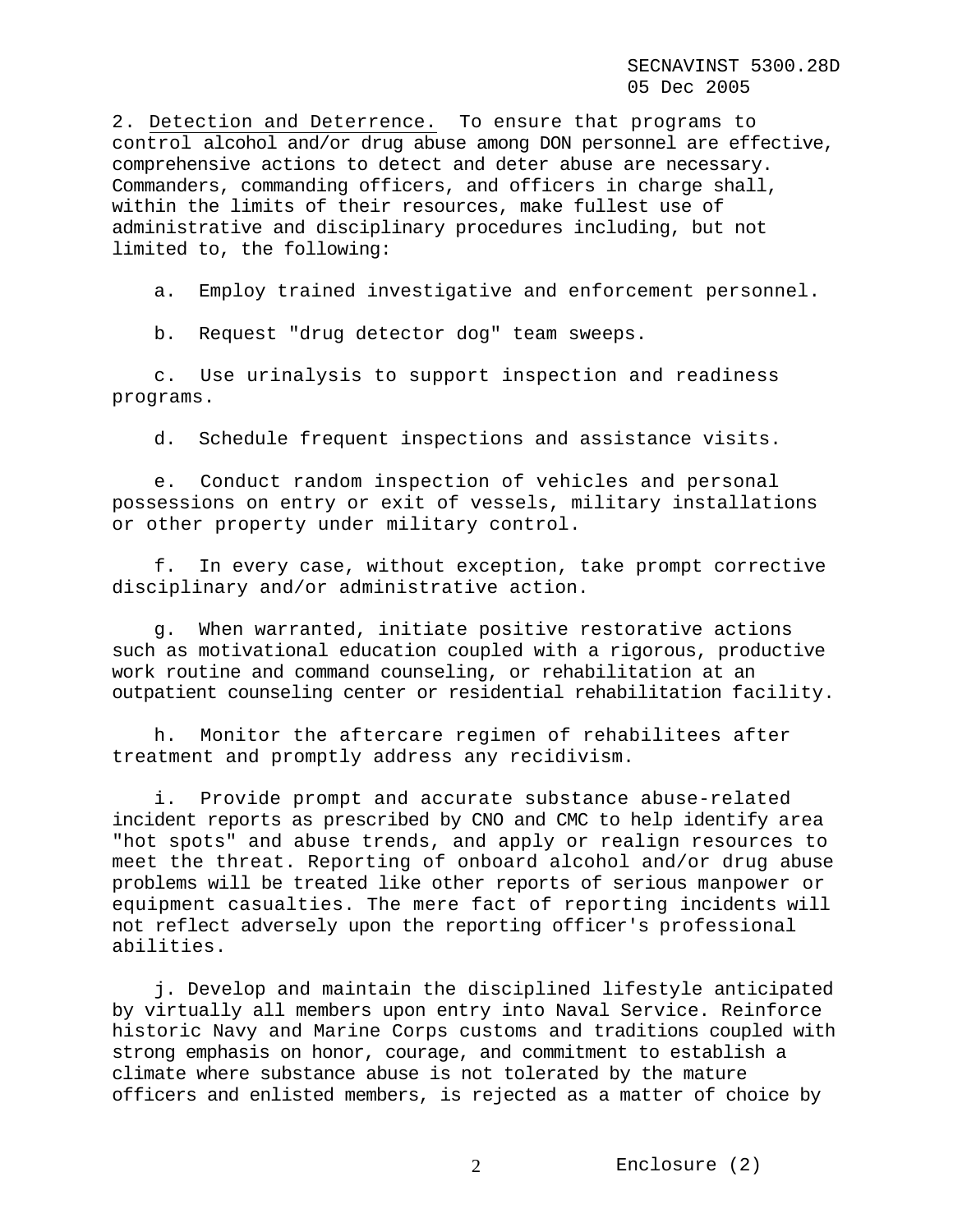2. Detection and Deterrence. To ensure that programs to control alcohol and/or drug abuse among DON personnel are effective, comprehensive actions to detect and deter abuse are necessary. Commanders, commanding officers, and officers in charge shall, within the limits of their resources, make fullest use of administrative and disciplinary procedures including, but not limited to, the following:

a. Employ trained investigative and enforcement personnel.

b. Request "drug detector dog" team sweeps.

c. Use urinalysis to support inspection and readiness programs.

d. Schedule frequent inspections and assistance visits.

e. Conduct random inspection of vehicles and personal possessions on entry or exit of vessels, military installations or other property under military control.

f. In every case, without exception, take prompt corrective disciplinary and/or administrative action.

g. When warranted, initiate positive restorative actions such as motivational education coupled with a rigorous, productive work routine and command counseling, or rehabilitation at an outpatient counseling center or residential rehabilitation facility.

h. Monitor the aftercare regimen of rehabilitees after treatment and promptly address any recidivism.

i. Provide prompt and accurate substance abuse-related incident reports as prescribed by CNO and CMC to help identify area "hot spots" and abuse trends, and apply or realign resources to meet the threat. Reporting of onboard alcohol and/or drug abuse problems will be treated like other reports of serious manpower or equipment casualties. The mere fact of reporting incidents will not reflect adversely upon the reporting officer's professional abilities.

j. Develop and maintain the disciplined lifestyle anticipated by virtually all members upon entry into Naval Service. Reinforce historic Navy and Marine Corps customs and traditions coupled with strong emphasis on honor, courage, and commitment to establish a climate where substance abuse is not tolerated by the mature officers and enlisted members, is rejected as a matter of choice by

Enclosure (2)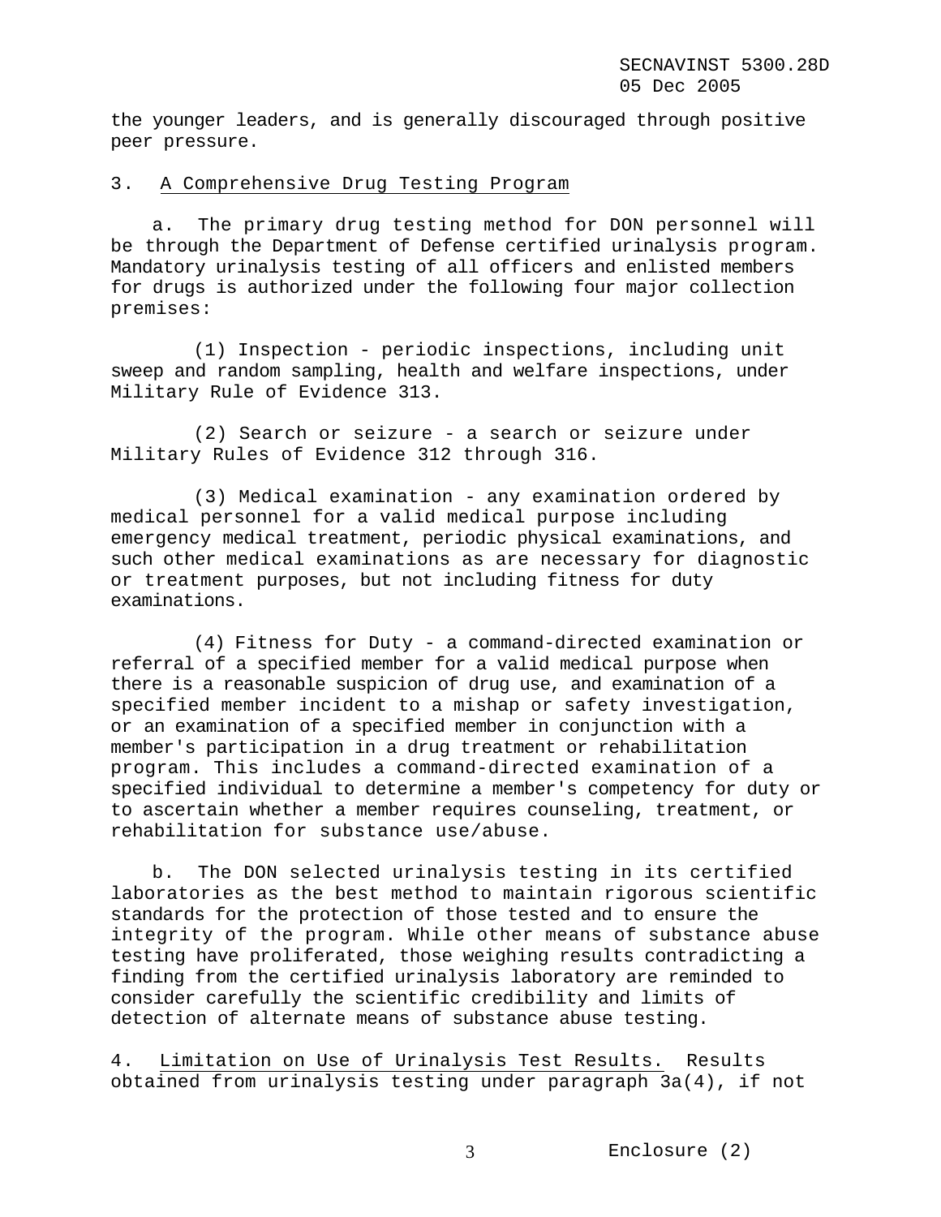the younger leaders, and is generally discouraged through positive peer pressure.

3. A Comprehensive Drug Testing Program

a. The primary drug testing method for DON personnel will be through the Department of Defense certified urinalysis program. Mandatory urinalysis testing of all officers and enlisted members for drugs is authorized under the following four major collection premises:

(1) Inspection - periodic inspections, including unit sweep and random sampling, health and welfare inspections, under Military Rule of Evidence 313.

(2) Search or seizure - a search or seizure under Military Rules of Evidence 312 through 316.

(3) Medical examination - any examination ordered by medical personnel for a valid medical purpose including emergency medical treatment, periodic physical examinations, and such other medical examinations as are necessary for diagnostic or treatment purposes, but not including fitness for duty examinations.

(4) Fitness for Duty - a command-directed examination or referral of a specified member for a valid medical purpose when there is a reasonable suspicion of drug use, and examination of a specified member incident to a mishap or safety investigation, or an examination of a specified member in conjunction with a member's participation in a drug treatment or rehabilitation program. This includes a command-directed examination of a specified individual to determine a member's competency for duty or to ascertain whether a member requires counseling, treatment, or rehabilitation for substance use/abuse.

b. The DON selected urinalysis testing in its certified laboratories as the best method to maintain rigorous scientific standards for the protection of those tested and to ensure the integrity of the program. While other means of substance abuse testing have proliferated, those weighing results contradicting a finding from the certified urinalysis laboratory are reminded to consider carefully the scientific credibility and limits of detection of alternate means of substance abuse testing.

4. Limitation on Use of Urinalysis Test Results. Results obtained from urinalysis testing under paragraph 3a(4), if not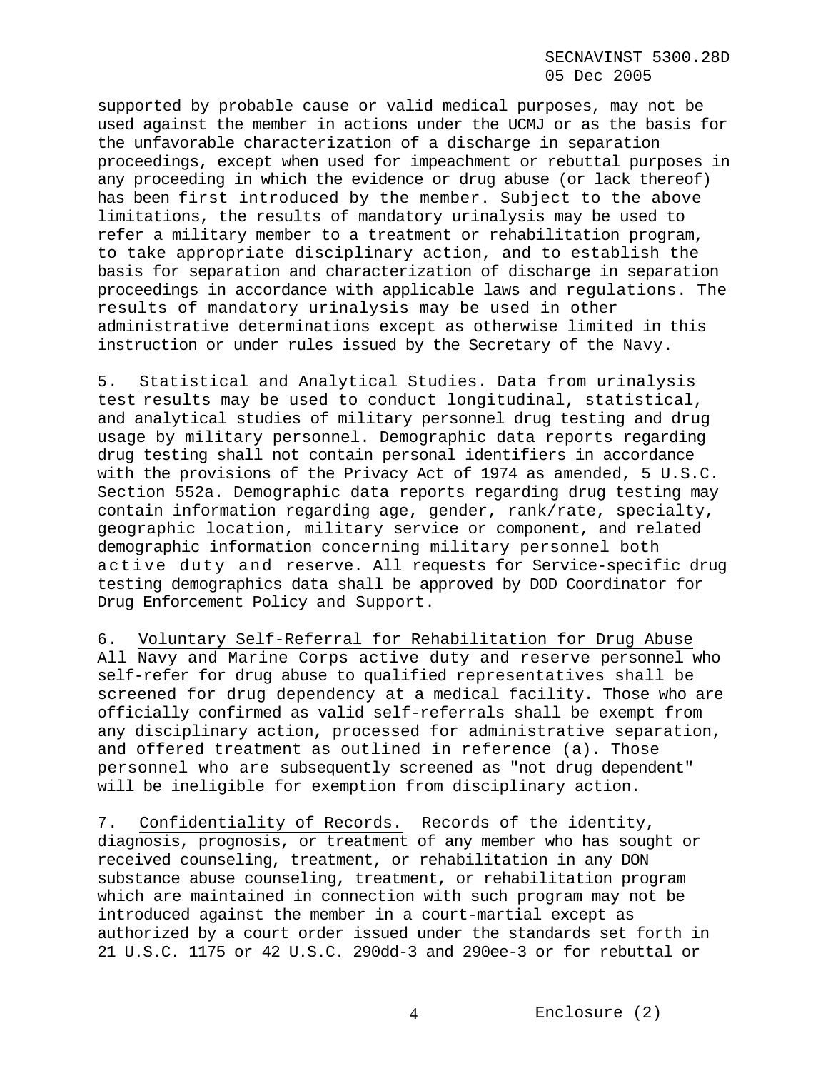supported by probable cause or valid medical purposes, may not be used against the member in actions under the UCMJ or as the basis for the unfavorable characterization of a discharge in separation proceedings, except when used for impeachment or rebuttal purposes in any proceeding in which the evidence or drug abuse (or lack thereof) has been first introduced by the member. Subject to the above limitations, the results of mandatory urinalysis may be used to refer a military member to a treatment or rehabilitation program, to take appropriate disciplinary action, and to establish the basis for separation and characterization of discharge in separation proceedings in accordance with applicable laws and regulations. The results of mandatory urinalysis may be used in other administrative determinations except as otherwise limited in this instruction or under rules issued by the Secretary of the Navy.

5. Statistical and Analytical Studies. Data from urinalysis test results may be used to conduct longitudinal, statistical, and analytical studies of military personnel drug testing and drug usage by military personnel. Demographic data reports regarding drug testing shall not contain personal identifiers in accordance with the provisions of the Privacy Act of 1974 as amended, 5 U.S.C. Section 552a. Demographic data reports regarding drug testing may contain information regarding age, gender, rank/rate, specialty, geographic location, military service or component, and related demographic information concerning military personnel both active duty and reserve. All requests for Service-specific drug testing demographics data shall be approved by DOD Coordinator for Drug Enforcement Policy and Support.

6. Voluntary Self-Referral for Rehabilitation for Drug Abuse All Navy and Marine Corps active duty and reserve personnel who self-refer for drug abuse to qualified representatives shall be screened for drug dependency at a medical facility. Those who are officially confirmed as valid self-referrals shall be exempt from any disciplinary action, processed for administrative separation, and offered treatment as outlined in reference (a). Those personnel who are subsequently screened as "not drug dependent" will be ineligible for exemption from disciplinary action.

7. Confidentiality of Records. Records of the identity, diagnosis, prognosis, or treatment of any member who has sought or received counseling, treatment, or rehabilitation in any DON substance abuse counseling, treatment, or rehabilitation program which are maintained in connection with such program may not be introduced against the member in a court-martial except as authorized by a court order issued under the standards set forth in 21 U.S.C. 1175 or 42 U.S.C. 290dd-3 and 290ee-3 or for rebuttal or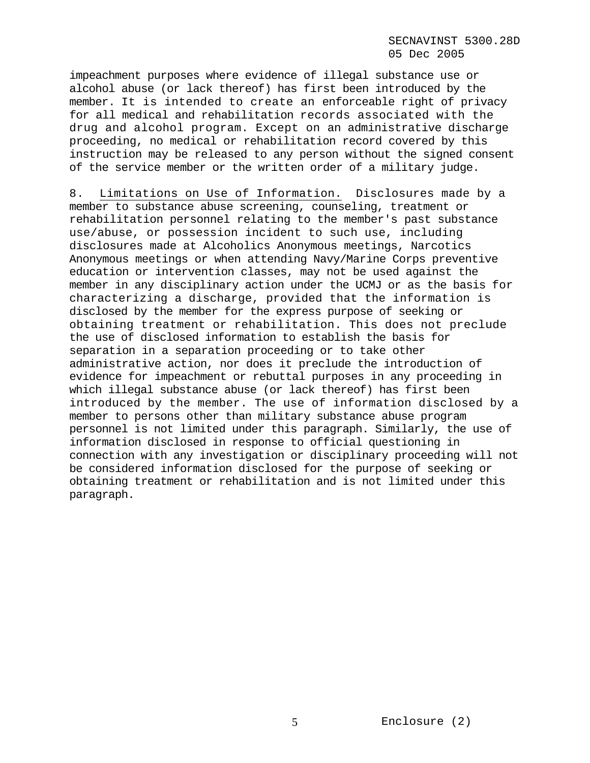impeachment purposes where evidence of illegal substance use or alcohol abuse (or lack thereof) has first been introduced by the member. It is intended to create an enforceable right of privacy for all medical and rehabilitation records associated with the drug and alcohol program. Except on an administrative discharge proceeding, no medical or rehabilitation record covered by this instruction may be released to any person without the signed consent of the service member or the written order of a military judge.

8. Limitations on Use of Information. Disclosures made by a member to substance abuse screening, counseling, treatment or rehabilitation personnel relating to the member's past substance use/abuse, or possession incident to such use, including disclosures made at Alcoholics Anonymous meetings, Narcotics Anonymous meetings or when attending Navy/Marine Corps preventive education or intervention classes, may not be used against the member in any disciplinary action under the UCMJ or as the basis for characterizing a discharge, provided that the information is disclosed by the member for the express purpose of seeking or obtaining treatment or rehabilitation. This does not preclude the use of disclosed information to establish the basis for separation in a separation proceeding or to take other administrative action, nor does it preclude the introduction of evidence for impeachment or rebuttal purposes in any proceeding in which illegal substance abuse (or lack thereof) has first been introduced by the member. The use of information disclosed by a member to persons other than military substance abuse program personnel is not limited under this paragraph. Similarly, the use of information disclosed in response to official questioning in connection with any investigation or disciplinary proceeding will not be considered information disclosed for the purpose of seeking or obtaining treatment or rehabilitation and is not limited under this paragraph.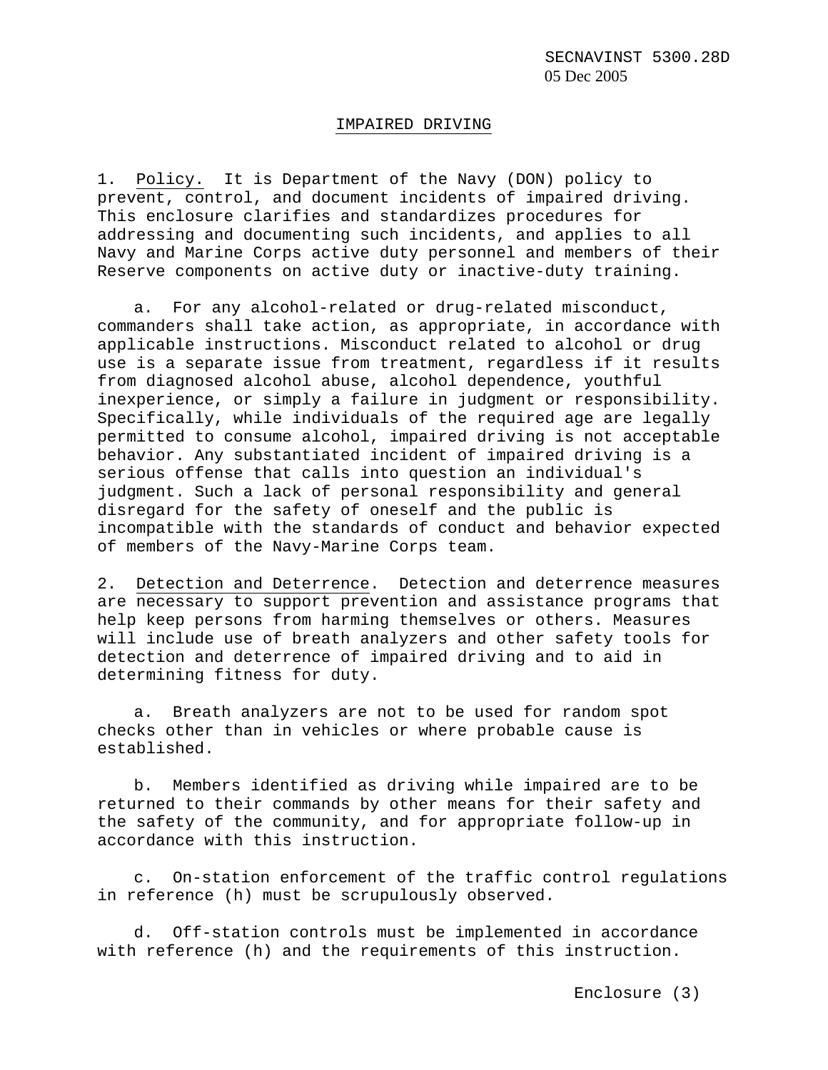## IMPAIRED DRIVING

1. Policy. It is Department of the Navy (DON) policy to prevent, control, and document incidents of impaired driving. This enclosure clarifies and standardizes procedures for addressing and documenting such incidents, and applies to all Navy and Marine Corps active duty personnel and members of their Reserve components on active duty or inactive-duty training.

    a. For any alcohol-related or drug-related misconduct, commanders shall take action, as appropriate, in accordance with applicable instructions. Misconduct related to alcohol or drug use is a separate issue from treatment, regardless if it results from diagnosed alcohol abuse, alcohol dependence, youthful inexperience, or simply a failure in judgment or responsibility. Specifically, while individuals of the required age are legally permitted to consume alcohol, impaired driving is not acceptable behavior. Any substantiated incident of impaired driving is a serious offense that calls into question an individual's judgment. Such a lack of personal responsibility and general disregard for the safety of oneself and the public is incompatible with the standards of conduct and behavior expected of members of the Navy-Marine Corps team.

2. Detection and Deterrence. Detection and deterrence measures are necessary to support prevention and assistance programs that help keep persons from harming themselves or others. Measures will include use of breath analyzers and other safety tools for detection and deterrence of impaired driving and to aid in determining fitness for duty.

    a. Breath analyzers are not to be used for random spot checks other than in vehicles or where probable cause is established.

    b. Members identified as driving while impaired are to be returned to their commands by other means for their safety and the safety of the community, and for appropriate follow-up in accordance with this instruction.

    c. On-station enforcement of the traffic control regulations in reference (h) must be scrupulously observed.

    d. Off-station controls must be implemented in accordance with reference (h) and the requirements of this instruction.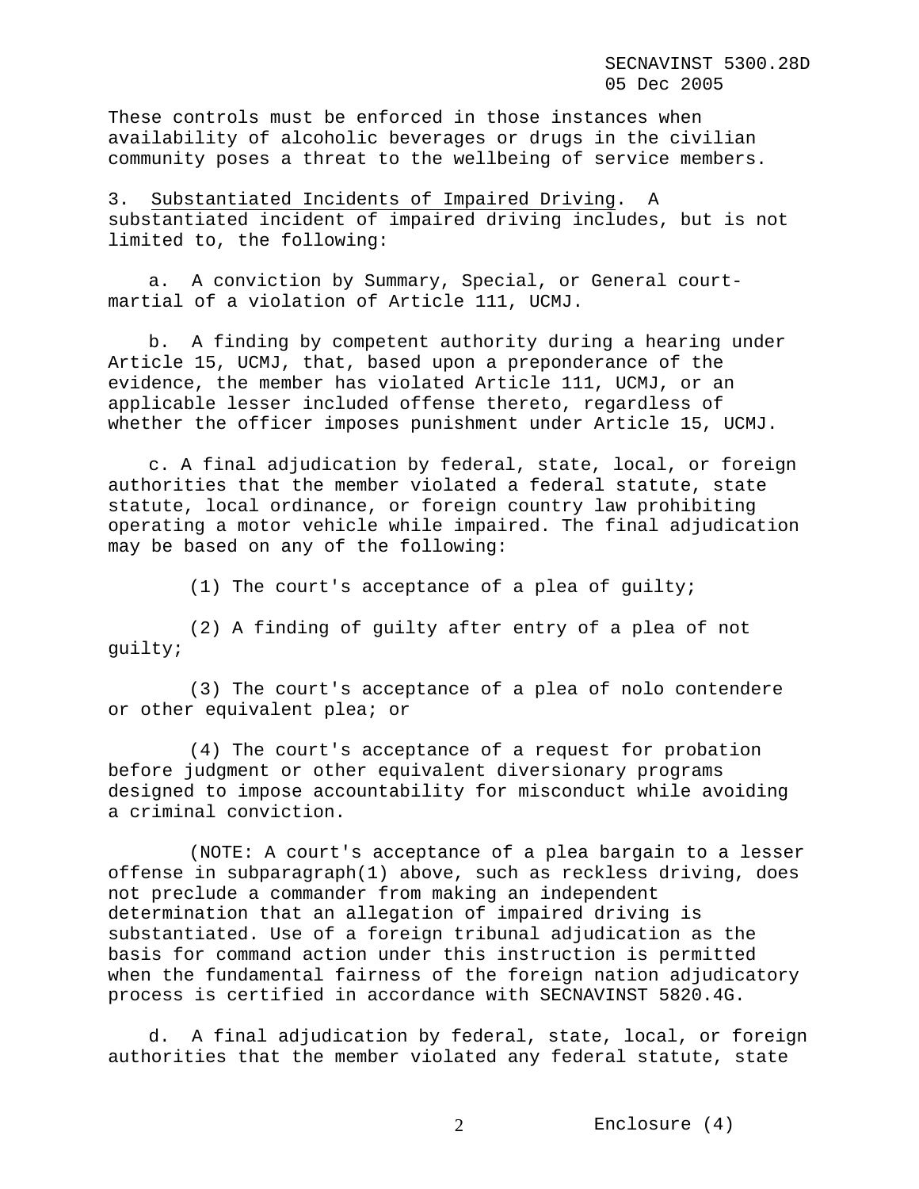These controls must be enforced in those instances when availability of alcoholic beverages or drugs in the civilian community poses a threat to the wellbeing of service members.

3. Substantiated Incidents of Impaired Driving. A substantiated incident of impaired driving includes, but is not limited to, the following:

a. A conviction by Summary, Special, or General court-martial of a violation of Article 111, UCMJ.

b. A finding by competent authority during a hearing under Article 15, UCMJ, that, based upon a preponderance of the evidence, the member has violated Article 111, UCMJ, or an applicable lesser included offense thereto, regardless of whether the officer imposes punishment under Article 15, UCMJ.

c. A final adjudication by federal, state, local, or foreign authorities that the member violated a federal statute, state statute, local ordinance, or foreign country law prohibiting operating a motor vehicle while impaired. The final adjudication may be based on any of the following:

(1) The court's acceptance of a plea of guilty;

(2) A finding of guilty after entry of a plea of not guilty;

(3) The court's acceptance of a plea of nolo contendere or other equivalent plea; or

(4) The court's acceptance of a request for probation before judgment or other equivalent diversionary programs designed to impose accountability for misconduct while avoiding a criminal conviction.

(NOTE: A court's acceptance of a plea bargain to a lesser offense in subparagraph(1) above, such as reckless driving, does not preclude a commander from making an independent determination that an allegation of impaired driving is substantiated. Use of a foreign tribunal adjudication as the basis for command action under this instruction is permitted when the fundamental fairness of the foreign nation adjudicatory process is certified in accordance with SECNAVINST 5820.4G.

d. A final adjudication by federal, state, local, or foreign authorities that the member violated any federal statute, state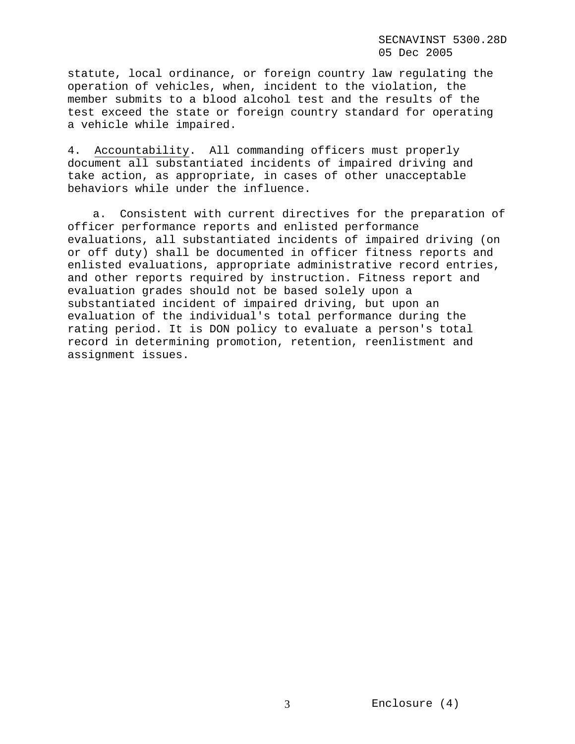statute, local ordinance, or foreign country law regulating the operation of vehicles, when, incident to the violation, the member submits to a blood alcohol test and the results of the test exceed the state or foreign country standard for operating a vehicle while impaired.

4. Accountability. All commanding officers must properly document all substantiated incidents of impaired driving and take action, as appropriate, in cases of other unacceptable behaviors while under the influence.

a. Consistent with current directives for the preparation of officer performance reports and enlisted performance evaluations, all substantiated incidents of impaired driving (on or off duty) shall be documented in officer fitness reports and enlisted evaluations, appropriate administrative record entries, and other reports required by instruction. Fitness report and evaluation grades should not be based solely upon a substantiated incident of impaired driving, but upon an evaluation of the individual's total performance during the rating period. It is DON policy to evaluate a person's total record in determining promotion, retention, reenlistment and assignment issues.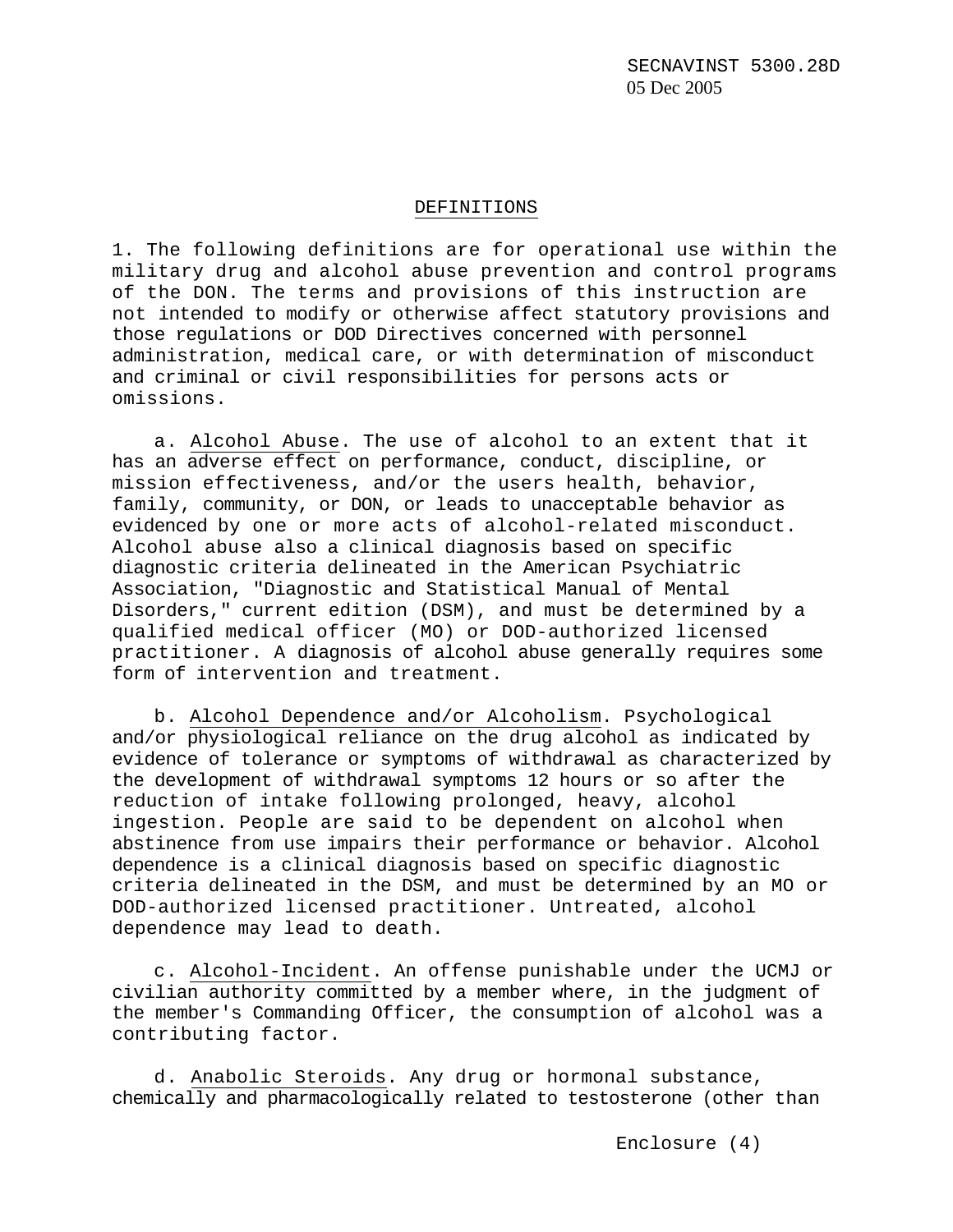## DEFINITIONS

1. The following definitions are for operational use within the military drug and alcohol abuse prevention and control programs of the DON. The terms and provisions of this instruction are not intended to modify or otherwise affect statutory provisions and those regulations or DOD Directives concerned with personnel administration, medical care, or with determination of misconduct and criminal or civil responsibilities for persons acts or omissions.

a. Alcohol Abuse. The use of alcohol to an extent that it has an adverse effect on performance, conduct, discipline, or mission effectiveness, and/or the users health, behavior, family, community, or DON, or leads to unacceptable behavior as evidenced by one or more acts of alcohol-related misconduct. Alcohol abuse also a clinical diagnosis based on specific diagnostic criteria delineated in the American Psychiatric Association, "Diagnostic and Statistical Manual of Mental Disorders," current edition (DSM), and must be determined by a qualified medical officer (MO) or DOD-authorized licensed practitioner. A diagnosis of alcohol abuse generally requires some form of intervention and treatment.

b. Alcohol Dependence and/or Alcoholism. Psychological and/or physiological reliance on the drug alcohol as indicated by evidence of tolerance or symptoms of withdrawal as characterized by the development of withdrawal symptoms 12 hours or so after the reduction of intake following prolonged, heavy, alcohol ingestion. People are said to be dependent on alcohol when abstinence from use impairs their performance or behavior. Alcohol dependence is a clinical diagnosis based on specific diagnostic criteria delineated in the DSM, and must be determined by an MO or DOD-authorized licensed practitioner. Untreated, alcohol dependence may lead to death.

c. Alcohol-Incident. An offense punishable under the UCMJ or civilian authority committed by a member where, in the judgment of the member's Commanding Officer, the consumption of alcohol was a contributing factor.

d. Anabolic Steroids. Any drug or hormonal substance, chemically and pharmacologically related to testosterone (other than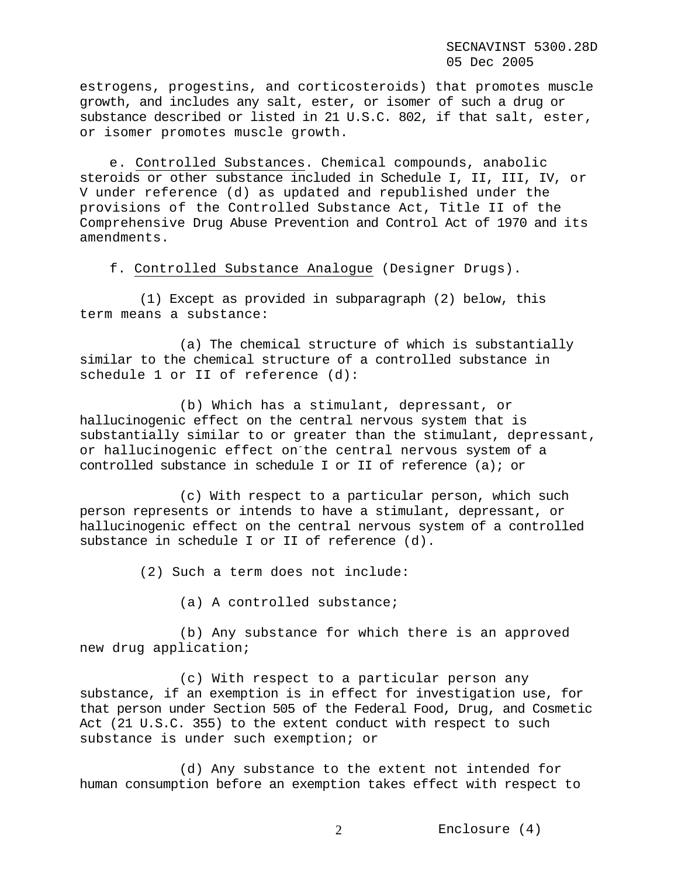estrogens, progestins, and corticosteroids) that promotes muscle growth, and includes any salt, ester, or isomer of such a drug or substance described or listed in 21 U.S.C. 802, if that salt, ester, or isomer promotes muscle growth.

e. Controlled Substances. Chemical compounds, anabolic steroids or other substance included in Schedule I, II, III, IV, or V under reference (d) as updated and republished under the provisions of the Controlled Substance Act, Title II of the Comprehensive Drug Abuse Prevention and Control Act of 1970 and its amendments.

f. Controlled Substance Analogue (Designer Drugs).

(1) Except as provided in subparagraph (2) below, this term means a substance:

(a) The chemical structure of which is substantially similar to the chemical structure of a controlled substance in schedule 1 or II of reference (d):

(b) Which has a stimulant, depressant, or hallucinogenic effect on the central nervous system that is substantially similar to or greater than the stimulant, depressant, or hallucinogenic effect on the central nervous system of a controlled substance in schedule I or II of reference (a); or

(c) With respect to a particular person, which such person represents or intends to have a stimulant, depressant, or hallucinogenic effect on the central nervous system of a controlled substance in schedule I or II of reference (d).

(2) Such a term does not include:

(a) A controlled substance;

(b) Any substance for which there is an approved new drug application;

(c) With respect to a particular person any substance, if an exemption is in effect for investigation use, for that person under Section 505 of the Federal Food, Drug, and Cosmetic Act (21 U.S.C. 355) to the extent conduct with respect to such substance is under such exemption; or

(d) Any substance to the extent not intended for human consumption before an exemption takes effect with respect to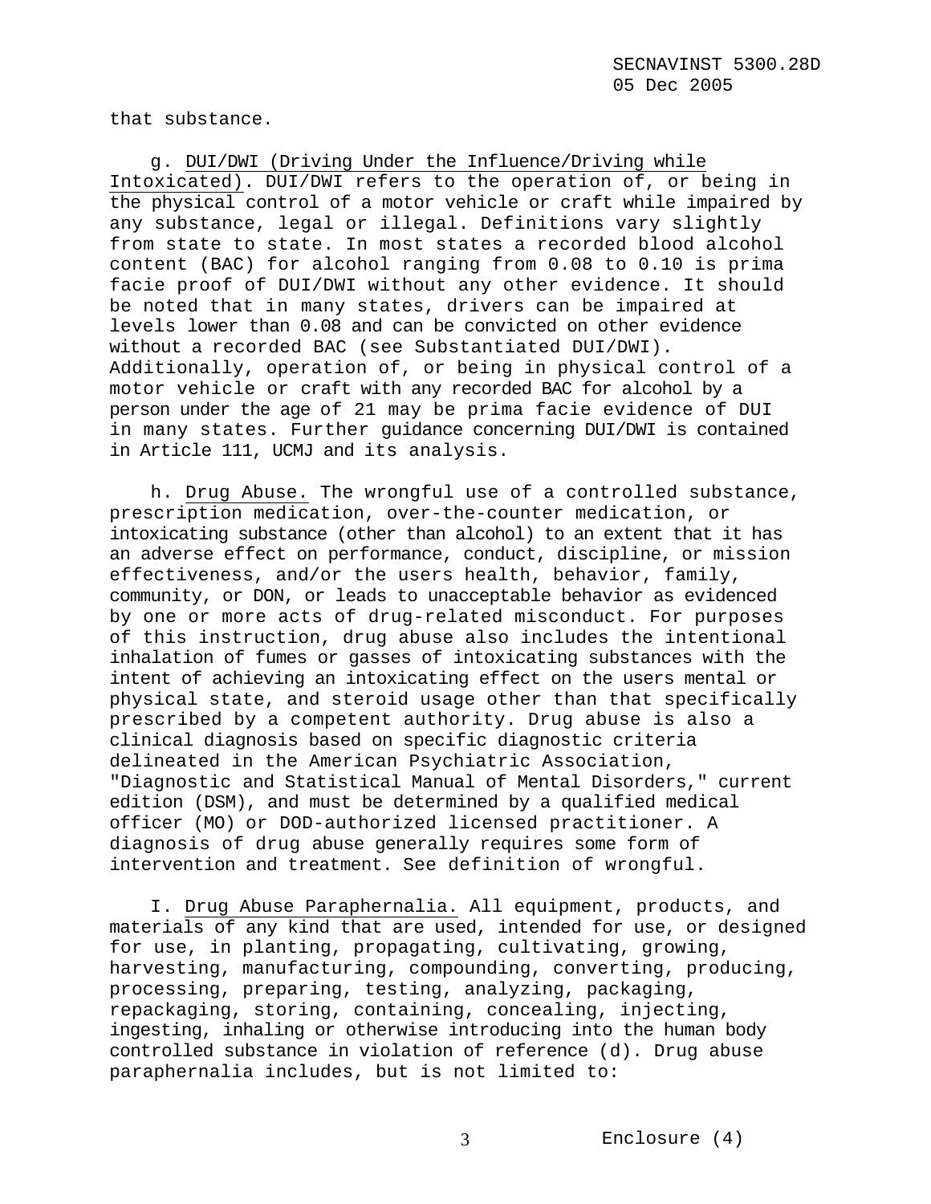that substance.

g. DUI/DWI (Driving Under the Influence/Driving while Intoxicated). DUI/DWI refers to the operation of, or being in the physical control of a motor vehicle or craft while impaired by any substance, legal or illegal. Definitions vary slightly from state to state. In most states a recorded blood alcohol content (BAC) for alcohol ranging from 0.08 to 0.10 is prima facie proof of DUI/DWI without any other evidence. It should be noted that in many states, drivers can be impaired at levels lower than 0.08 and can be convicted on other evidence without a recorded BAC (see Substantiated DUI/DWI). Additionally, operation of, or being in physical control of a motor vehicle or craft with any recorded BAC for alcohol by a person under the age of 21 may be prima facie evidence of DUI in many states. Further guidance concerning DUI/DWI is contained in Article 111, UCMJ and its analysis.

h. Drug Abuse. The wrongful use of a controlled substance, prescription medication, over-the-counter medication, or intoxicating substance (other than alcohol) to an extent that it has an adverse effect on performance, conduct, discipline, or mission effectiveness, and/or the users health, behavior, family, community, or DON, or leads to unacceptable behavior as evidenced by one or more acts of drug-related misconduct. For purposes of this instruction, drug abuse also includes the intentional inhalation of fumes or gasses of intoxicating substances with the intent of achieving an intoxicating effect on the users mental or physical state, and steroid usage other than that specifically prescribed by a competent authority. Drug abuse is also a clinical diagnosis based on specific diagnostic criteria delineated in the American Psychiatric Association, "Diagnostic and Statistical Manual of Mental Disorders," current edition (DSM), and must be determined by a qualified medical officer (MO) or DOD-authorized licensed practitioner. A diagnosis of drug abuse generally requires some form of intervention and treatment. See definition of wrongful.

I. Drug Abuse Paraphernalia. All equipment, products, and materials of any kind that are used, intended for use, or designed for use, in planting, propagating, cultivating, growing, harvesting, manufacturing, compounding, converting, producing, processing, preparing, testing, analyzing, packaging, repackaging, storing, containing, concealing, injecting, ingesting, inhaling or otherwise introducing into the human body controlled substance in violation of reference (d). Drug abuse paraphernalia includes, but is not limited to: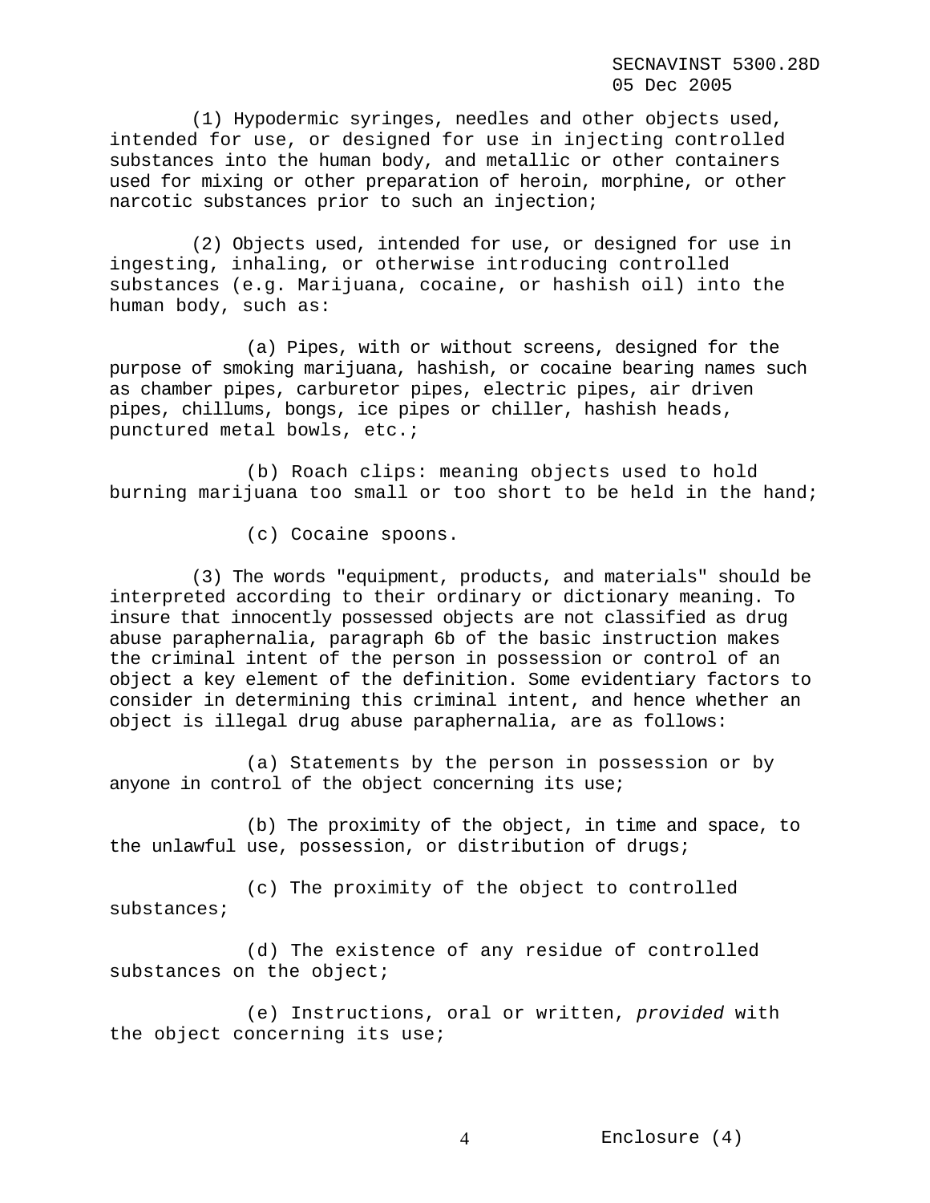(1) Hypodermic syringes, needles and other objects used, intended for use, or designed for use in injecting controlled substances into the human body, and metallic or other containers used for mixing or other preparation of heroin, morphine, or other narcotic substances prior to such an injection;

(2) Objects used, intended for use, or designed for use in ingesting, inhaling, or otherwise introducing controlled substances (e.g. Marijuana, cocaine, or hashish oil) into the human body, such as:

(a) Pipes, with or without screens, designed for the purpose of smoking marijuana, hashish, or cocaine bearing names such as chamber pipes, carburetor pipes, electric pipes, air driven pipes, chillums, bongs, ice pipes or chiller, hashish heads, punctured metal bowls, etc.;

(b) Roach clips: meaning objects used to hold burning marijuana too small or too short to be held in the hand;

(c) Cocaine spoons.

(3) The words "equipment, products, and materials" should be interpreted according to their ordinary or dictionary meaning. To insure that innocently possessed objects are not classified as drug abuse paraphernalia, paragraph 6b of the basic instruction makes the criminal intent of the person in possession or control of an object a key element of the definition. Some evidentiary factors to consider in determining this criminal intent, and hence whether an object is illegal drug abuse paraphernalia, are as follows:

(a) Statements by the person in possession or by anyone in control of the object concerning its use;

(b) The proximity of the object, in time and space, to the unlawful use, possession, or distribution of drugs;

(c) The proximity of the object to controlled substances;

(d) The existence of any residue of controlled substances on the object;

(e) Instructions, oral or written, *provided* with the object concerning its use;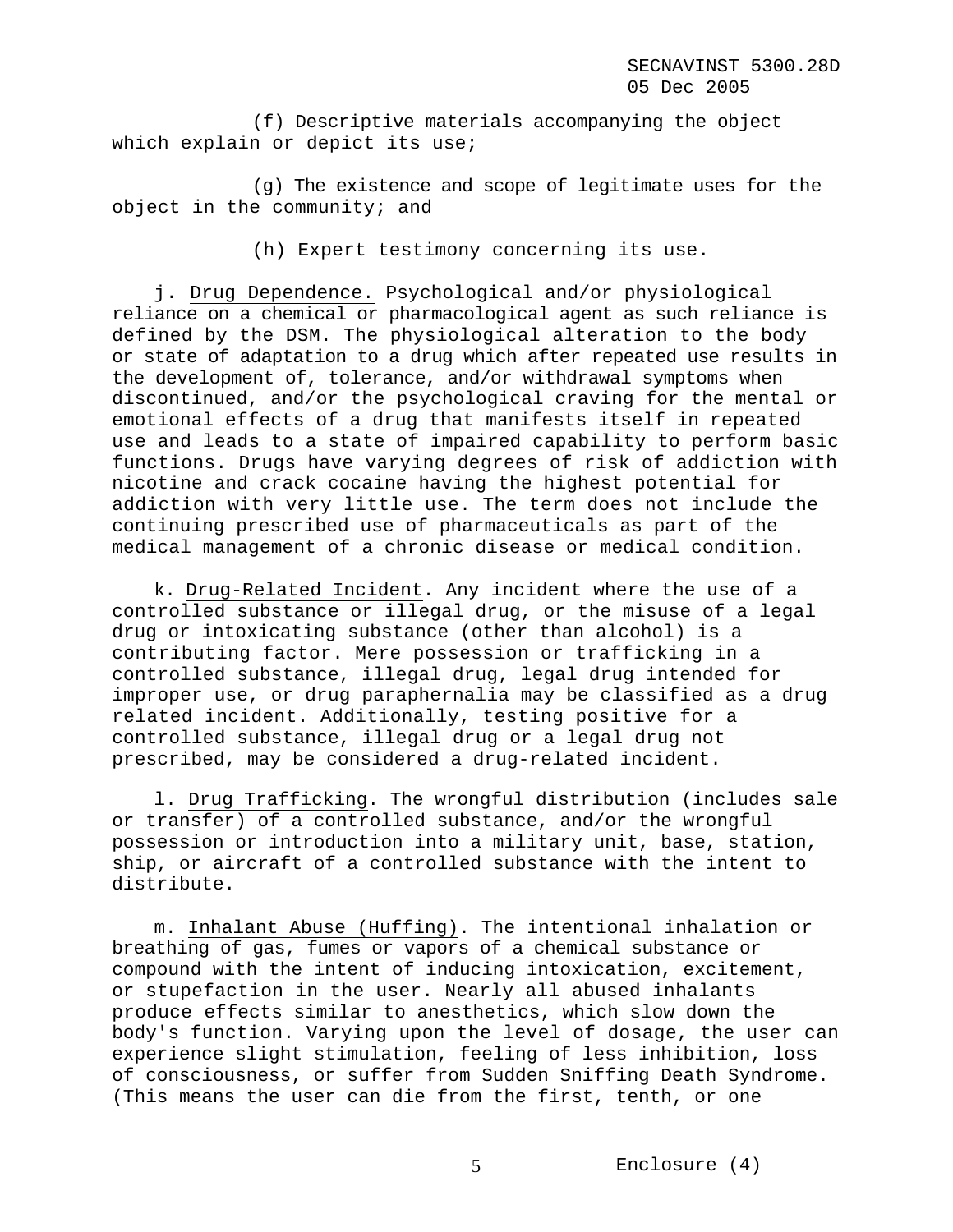(f) Descriptive materials accompanying the object which explain or depict its use;

(g) The existence and scope of legitimate uses for the object in the community; and

(h) Expert testimony concerning its use.

j. Drug Dependence. Psychological and/or physiological reliance on a chemical or pharmacological agent as such reliance is defined by the DSM. The physiological alteration to the body or state of adaptation to a drug which after repeated use results in the development of, tolerance, and/or withdrawal symptoms when discontinued, and/or the psychological craving for the mental or emotional effects of a drug that manifests itself in repeated use and leads to a state of impaired capability to perform basic functions. Drugs have varying degrees of risk of addiction with nicotine and crack cocaine having the highest potential for addiction with very little use. The term does not include the continuing prescribed use of pharmaceuticals as part of the medical management of a chronic disease or medical condition.

k. Drug-Related Incident. Any incident where the use of a controlled substance or illegal drug, or the misuse of a legal drug or intoxicating substance (other than alcohol) is a contributing factor. Mere possession or trafficking in a controlled substance, illegal drug, legal drug intended for improper use, or drug paraphernalia may be classified as a drug related incident. Additionally, testing positive for a controlled substance, illegal drug or a legal drug not prescribed, may be considered a drug-related incident.

l. Drug Trafficking. The wrongful distribution (includes sale or transfer) of a controlled substance, and/or the wrongful possession or introduction into a military unit, base, station, ship, or aircraft of a controlled substance with the intent to distribute.

m. Inhalant Abuse (Huffing). The intentional inhalation or breathing of gas, fumes or vapors of a chemical substance or compound with the intent of inducing intoxication, excitement, or stupefaction in the user. Nearly all abused inhalants produce effects similar to anesthetics, which slow down the body's function. Varying upon the level of dosage, the user can experience slight stimulation, feeling of less inhibition, loss of consciousness, or suffer from Sudden Sniffing Death Syndrome. (This means the user can die from the first, tenth, or one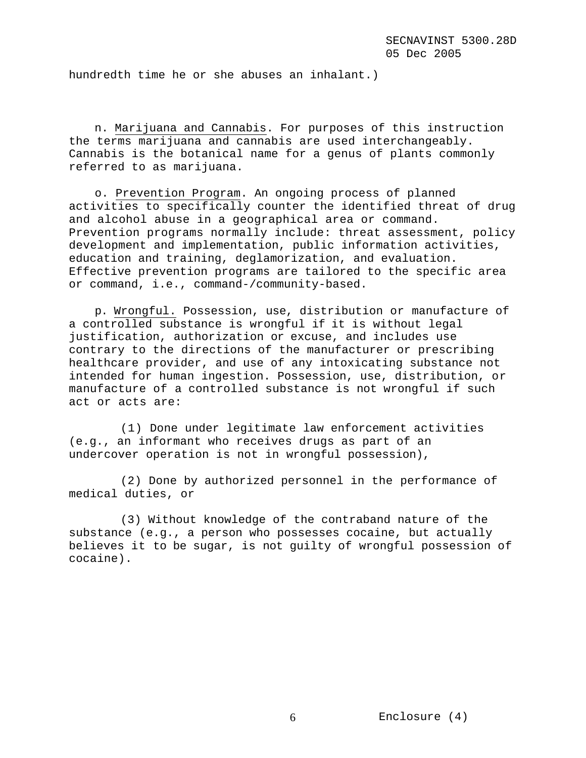hundredth time he or she abuses an inhalant.)

n. Marijuana and Cannabis. For purposes of this instruction the terms marijuana and cannabis are used interchangeably. Cannabis is the botanical name for a genus of plants commonly referred to as marijuana.

o. Prevention Program. An ongoing process of planned activities to specifically counter the identified threat of drug and alcohol abuse in a geographical area or command. Prevention programs normally include: threat assessment, policy development and implementation, public information activities, education and training, deglamorization, and evaluation. Effective prevention programs are tailored to the specific area or command, i.e., command-/community-based.

p. Wrongful. Possession, use, distribution or manufacture of a controlled substance is wrongful if it is without legal justification, authorization or excuse, and includes use contrary to the directions of the manufacturer or prescribing healthcare provider, and use of any intoxicating substance not intended for human ingestion. Possession, use, distribution, or manufacture of a controlled substance is not wrongful if such act or acts are:

(1) Done under legitimate law enforcement activities (e.g., an informant who receives drugs as part of an undercover operation is not in wrongful possession),

(2) Done by authorized personnel in the performance of medical duties, or

(3) Without knowledge of the contraband nature of the substance (e.g., a person who possesses cocaine, but actually believes it to be sugar, is not guilty of wrongful possession of cocaine).